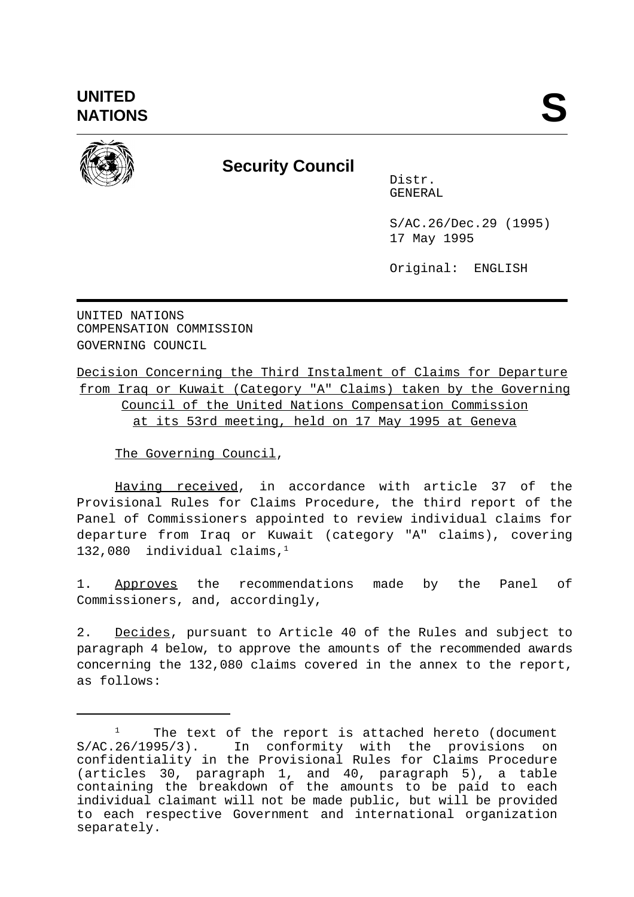UNITED NATIONS

# Security Council

Distr.
GENERAL

S/AC.26/Dec.29 (1995)
17 May 1995

Original: ENGLISH

UNITED NATIONS
COMPENSATION COMMISSION
GOVERNING COUNCIL

Decision Concerning the Third Instalment of Claims for Departure from Iraq or Kuwait (Category "A" Claims) taken by the Governing Council of the United Nations Compensation Commission at its 53rd meeting, held on 17 May 1995 at Geneva

The Governing Council,

Having received, in accordance with article 37 of the Provisional Rules for Claims Procedure, the third report of the Panel of Commissioners appointed to review individual claims for departure from Iraq or Kuwait (category "A" claims), covering 132,080 individual claims,[1]

1. Approves the recommendations made by the Panel of Commissioners, and, accordingly,

2. Decides, pursuant to Article 40 of the Rules and subject to paragraph 4 below, to approve the amounts of the recommended awards concerning the 132,080 claims covered in the annex to the report, as follows:

---

[1] The text of the report is attached hereto (document S/AC.26/1995/3). In conformity with the provisions on confidentiality in the Provisional Rules for Claims Procedure (articles 30, paragraph 1, and 40, paragraph 5), a table containing the breakdown of the amounts to be paid to each individual claimant will not be made public, but will be provided to each respective Government and international organization separately.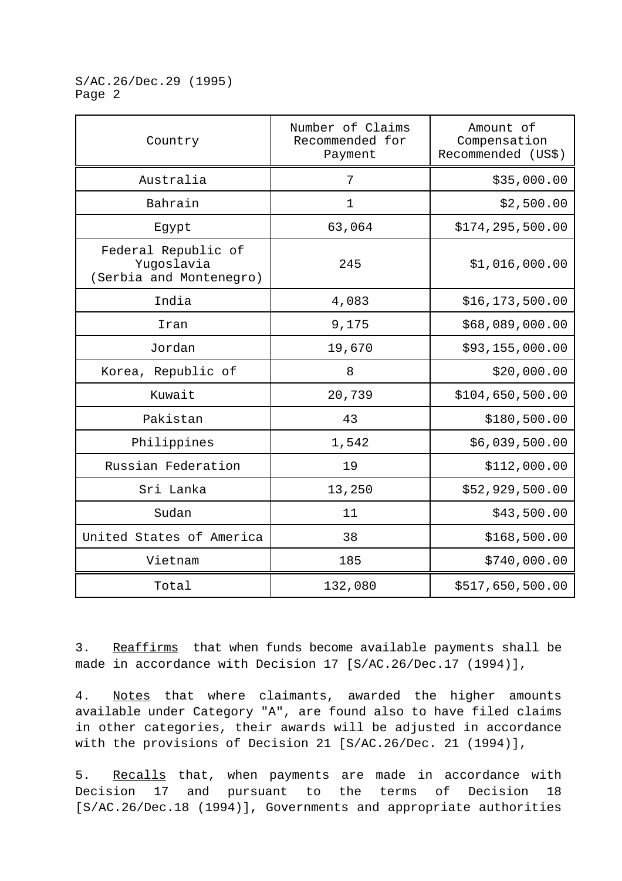| Country | Number of Claims Recommended for Payment | Amount of Compensation Recommended (US$) |
|---|---|---|
| Australia | 7 | $35,000.00 |
| Bahrain | 1 | $2,500.00 |
| Egypt | 63,064 | $174,295,500.00 |
| Federal Republic of Yugoslavia (Serbia and Montenegro) | 245 | $1,016,000.00 |
| India | 4,083 | $16,173,500.00 |
| Iran | 9,175 | $68,089,000.00 |
| Jordan | 19,670 | $93,155,000.00 |
| Korea, Republic of | 8 | $20,000.00 |
| Kuwait | 20,739 | $104,650,500.00 |
| Pakistan | 43 | $180,500.00 |
| Philippines | 1,542 | $6,039,500.00 |
| Russian Federation | 19 | $112,000.00 |
| Sri Lanka | 13,250 | $52,929,500.00 |
| Sudan | 11 | $43,500.00 |
| United States of America | 38 | $168,500.00 |
| Vietnam | 185 | $740,000.00 |
| Total | 132,080 | $517,650,500.00 |

3. Reaffirms that when funds become available payments shall be made in accordance with Decision 17 [S/AC.26/Dec.17 (1994)],

4. Notes that where claimants, awarded the higher amounts available under Category "A", are found also to have filed claims in other categories, their awards will be adjusted in accordance with the provisions of Decision 21 [S/AC.26/Dec. 21 (1994)],

5. Recalls that, when payments are made in accordance with Decision 17 and pursuant to the terms of Decision 18 [S/AC.26/Dec.18 (1994)], Governments and appropriate authorities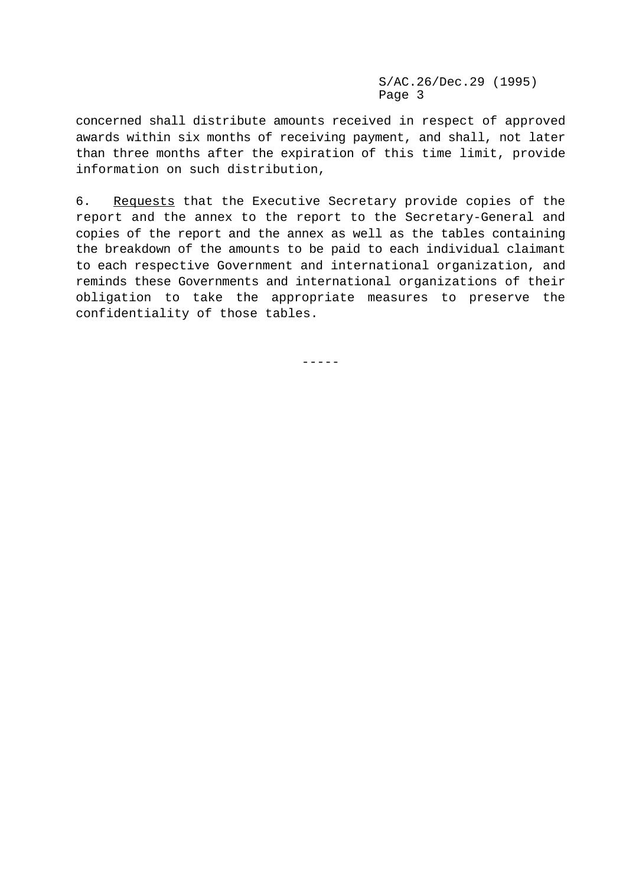concerned shall distribute amounts received in respect of approved awards within six months of receiving payment, and shall, not later than three months after the expiration of this time limit, provide information on such distribution,

6. _Requests_ that the Executive Secretary provide copies of the report and the annex to the report to the Secretary-General and copies of the report and the annex as well as the tables containing the breakdown of the amounts to be paid to each individual claimant to each respective Government and international organization, and reminds these Governments and international organizations of their obligation to take the appropriate measures to preserve the confidentiality of those tables.

-----